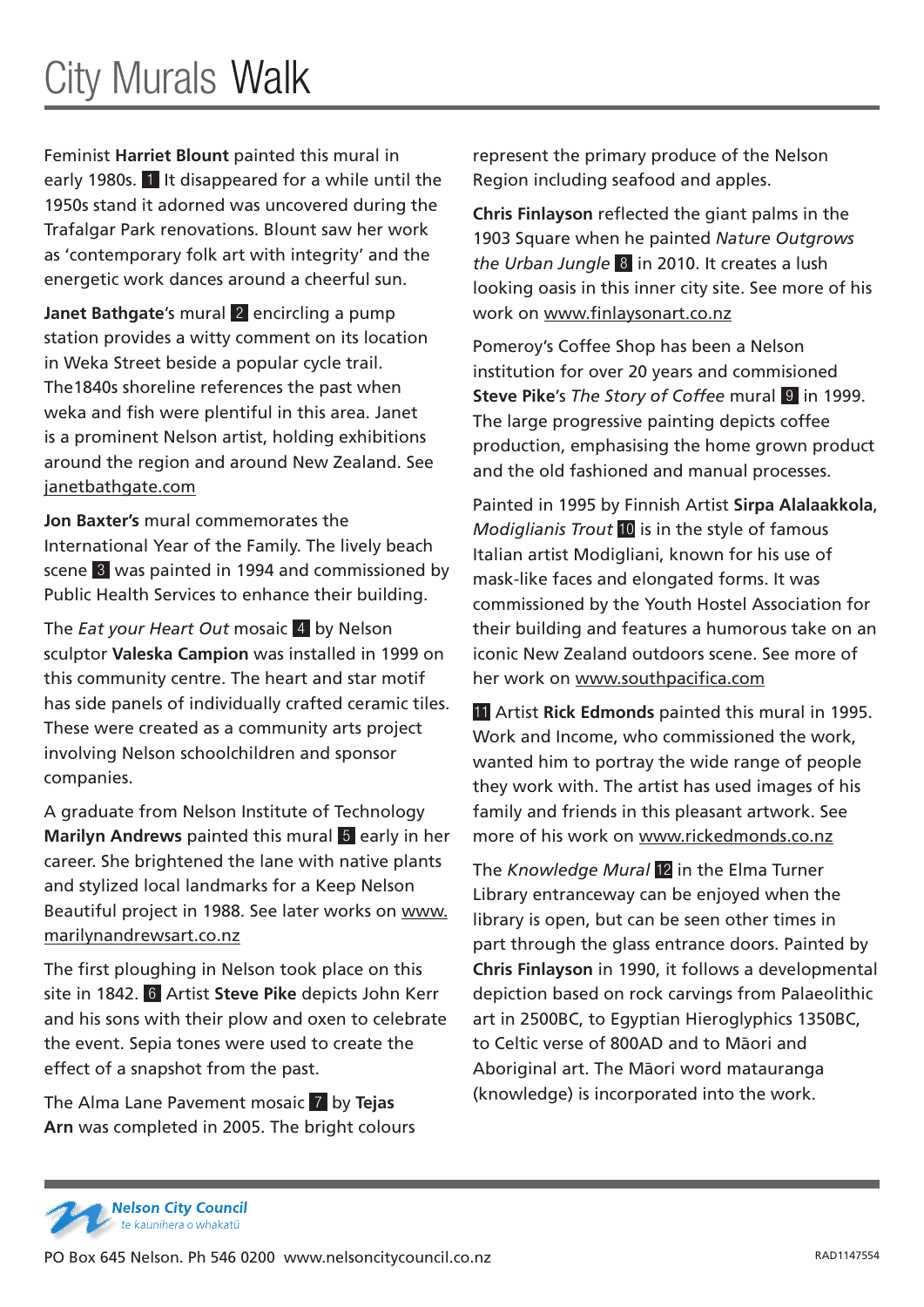# City Murals Walk

Feminist **Harriet Blount** painted this mural in early 1980s. 1 It disappeared for a while until the 1950s stand it adorned was uncovered during the Trafalgar Park renovations. Blount saw her work as 'contemporary folk art with integrity' and the energetic work dances around a cheerful sun.

**Janet Bathgate**'s mural 2 encircling a pump station provides a witty comment on its location in Weka Street beside a popular cycle trail. The1840s shoreline references the past when weka and fish were plentiful in this area. Janet is a prominent Nelson artist, holding exhibitions around the region and around New Zealand. See janetbathgate.com

**Jon Baxter's** mural commemorates the International Year of the Family. The lively beach scene 3 was painted in 1994 and commissioned by Public Health Services to enhance their building.

The *Eat your Heart Out* mosaic 4 by Nelson sculptor **Valeska Campion** was installed in 1999 on this community centre. The heart and star motif has side panels of individually crafted ceramic tiles. These were created as a community arts project involving Nelson schoolchildren and sponsor companies.

A graduate from Nelson Institute of Technology **Marilyn Andrews** painted this mural 5 early in her career. She brightened the lane with native plants and stylized local landmarks for a Keep Nelson Beautiful project in 1988. See later works on www.marilynandrewsart.co.nz

The first ploughing in Nelson took place on this site in 1842. 6 Artist **Steve Pike** depicts John Kerr and his sons with their plow and oxen to celebrate the event. Sepia tones were used to create the effect of a snapshot from the past.

The Alma Lane Pavement mosaic 7 by **Tejas Arn** was completed in 2005. The bright colours represent the primary produce of the Nelson Region including seafood and apples.

**Chris Finlayson** reflected the giant palms in the 1903 Square when he painted *Nature Outgrows the Urban Jungle* 8 in 2010. It creates a lush looking oasis in this inner city site. See more of his work on www.finlaysonart.co.nz

Pomeroy's Coffee Shop has been a Nelson institution for over 20 years and commisioned **Steve Pike**'s *The Story of Coffee* mural 9 in 1999. The large progressive painting depicts coffee production, emphasising the home grown product and the old fashioned and manual processes.

Painted in 1995 by Finnish Artist **Sirpa Alalaakkola**, *Modiglianis Trout* 10 is in the style of famous Italian artist Modigliani, known for his use of mask-like faces and elongated forms. It was commissioned by the Youth Hostel Association for their building and features a humorous take on an iconic New Zealand outdoors scene. See more of her work on www.southpacifica.com

11 Artist **Rick Edmonds** painted this mural in 1995. Work and Income, who commissioned the work, wanted him to portray the wide range of people they work with. The artist has used images of his family and friends in this pleasant artwork. See more of his work on www.rickedmonds.co.nz

The *Knowledge Mural* 12 in the Elma Turner Library entranceway can be enjoyed when the library is open, but can be seen other times in part through the glass entrance doors. Painted by **Chris Finlayson** in 1990, it follows a developmental depiction based on rock carvings from Palaeolithic art in 2500BC, to Egyptian Hieroglyphics 1350BC, to Celtic verse of 800AD and to Māori and Aboriginal art. The Māori word matauranga (knowledge) is incorporated into the work.

**Nelson City Council**
te kaunihera o whakatū

PO Box 645 Nelson. Ph 546 0200 www.nelsoncitycouncil.co.nz

RAD1147554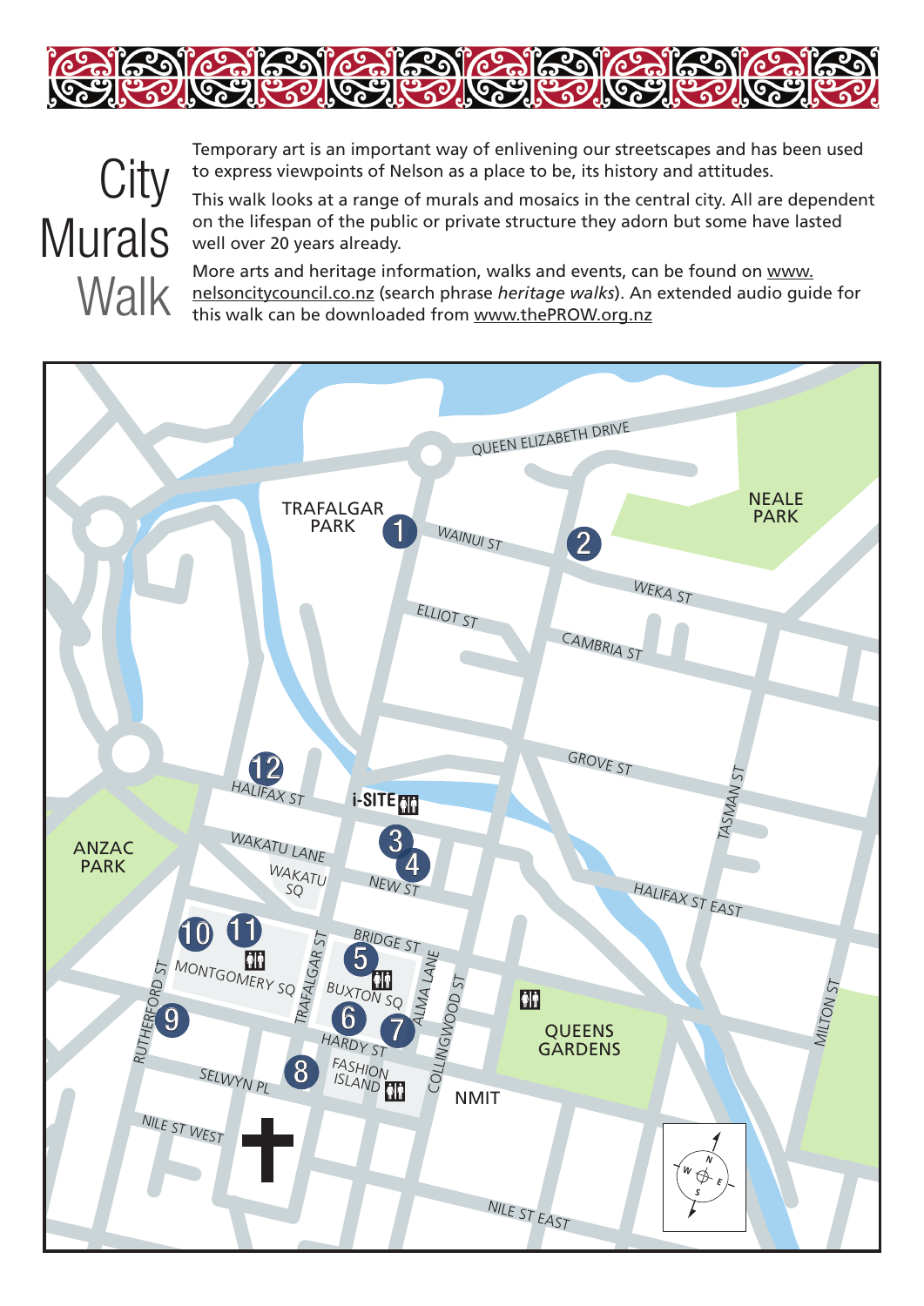# City Murals Walk

Temporary art is an important way of enlivening our streetscapes and has been used to express viewpoints of Nelson as a place to be, its history and attitudes.

This walk looks at a range of murals and mosaics in the central city. All are dependent on the lifespan of the public or private structure they adorn but some have lasted well over 20 years already.

More arts and heritage information, walks and events, can be found on www.nelsoncitycouncil.co.nz (search phrase *heritage walks*). An extended audio guide for this walk can be downloaded from www.thePROW.org.nz

QUEEN ELIZABETH DRIVE
TRAFALGAR PARK
1
WAINUI ST
2
NEALE PARK
WEKA ST
ELLIOT ST
CAMBRIA ST
GROVE ST
TASMAN ST
12
HALIFAX ST
i-SITE
ANZAC PARK
WAKATU LANE
WAKATU SQ
3
4
NEW ST
HALIFAX ST EAST
10
11
BRIDGE ST
5
MONTGOMERY SQ
TRAFALGAR ST
BUXTON SQ
ALMA LANE
COLLINGWOOD ST
RUTHERFORD ST
9
6
7
HARDY ST
QUEENS GARDENS
MILTON ST
8
FASHION ISLAND
SELWYN PL
NMIT
NILE ST WEST
NILE ST EAST
N
W
E
S